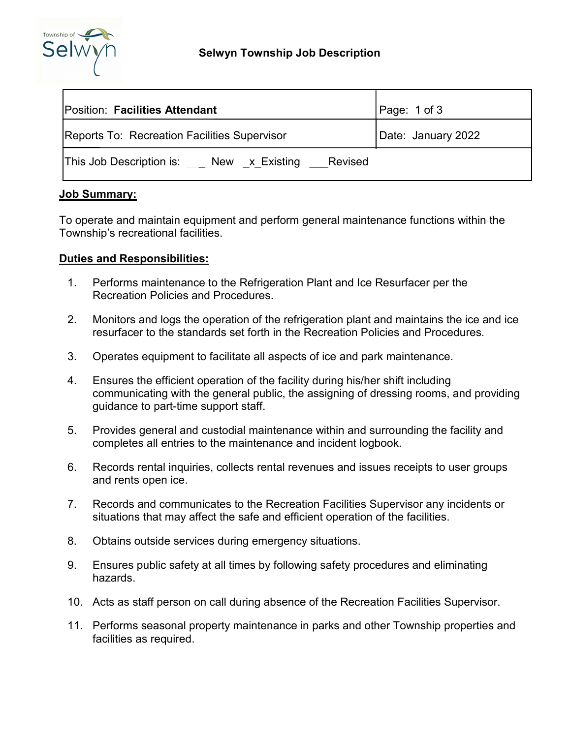# Selwyn Township Job Description

| Position: **Facilities Attendant** | Page: 1 of 3 |
|---|---|
| Reports To: Recreation Facilities Supervisor | Date: January 2022 |
| This Job Description is: ___ New _x_Existing ___Revised | |

## Job Summary:

To operate and maintain equipment and perform general maintenance functions within the Township's recreational facilities.

## Duties and Responsibilities:

1. Performs maintenance to the Refrigeration Plant and Ice Resurfacer per the Recreation Policies and Procedures.
2. Monitors and logs the operation of the refrigeration plant and maintains the ice and ice resurfacer to the standards set forth in the Recreation Policies and Procedures.
3. Operates equipment to facilitate all aspects of ice and park maintenance.
4. Ensures the efficient operation of the facility during his/her shift including communicating with the general public, the assigning of dressing rooms, and providing guidance to part-time support staff.
5. Provides general and custodial maintenance within and surrounding the facility and completes all entries to the maintenance and incident logbook.
6. Records rental inquiries, collects rental revenues and issues receipts to user groups and rents open ice.
7. Records and communicates to the Recreation Facilities Supervisor any incidents or situations that may affect the safe and efficient operation of the facilities.
8. Obtains outside services during emergency situations.
9. Ensures public safety at all times by following safety procedures and eliminating hazards.
10. Acts as staff person on call during absence of the Recreation Facilities Supervisor.
11. Performs seasonal property maintenance in parks and other Township properties and facilities as required.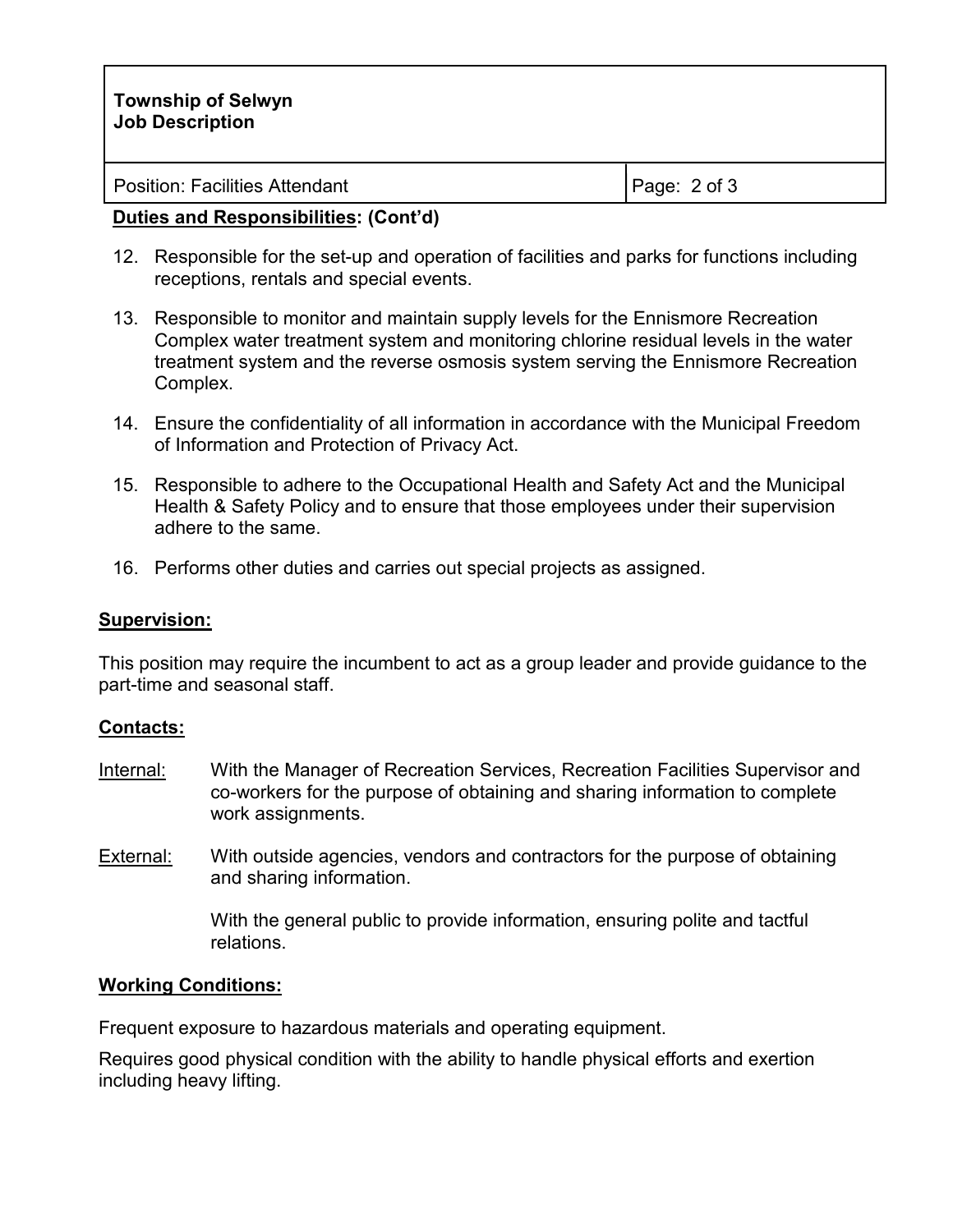Duties and Responsibilities: (Cont'd)

12. Responsible for the set-up and operation of facilities and parks for functions including receptions, rentals and special events.
13. Responsible to monitor and maintain supply levels for the Ennismore Recreation Complex water treatment system and monitoring chlorine residual levels in the water treatment system and the reverse osmosis system serving the Ennismore Recreation Complex.
14. Ensure the confidentiality of all information in accordance with the Municipal Freedom of Information and Protection of Privacy Act.
15. Responsible to adhere to the Occupational Health and Safety Act and the Municipal Health & Safety Policy and to ensure that those employees under their supervision adhere to the same.
16. Performs other duties and carries out special projects as assigned.

## Supervision:

This position may require the incumbent to act as a group leader and provide guidance to the part-time and seasonal staff.

## Contacts:

Internal: With the Manager of Recreation Services, Recreation Facilities Supervisor and co-workers for the purpose of obtaining and sharing information to complete work assignments.

External: With outside agencies, vendors and contractors for the purpose of obtaining and sharing information.

With the general public to provide information, ensuring polite and tactful relations.

## Working Conditions:

Frequent exposure to hazardous materials and operating equipment.

Requires good physical condition with the ability to handle physical efforts and exertion including heavy lifting.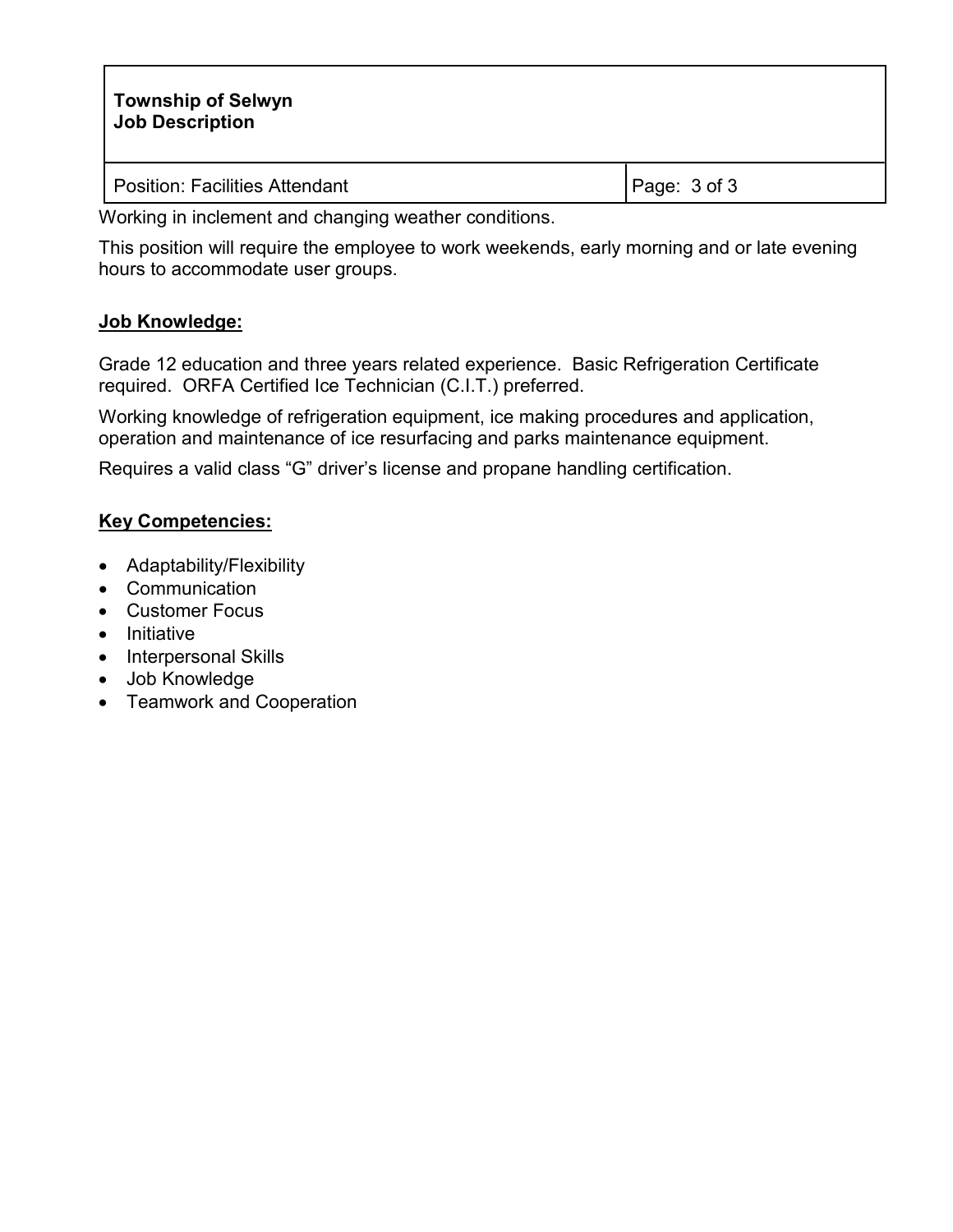Working in inclement and changing weather conditions.

This position will require the employee to work weekends, early morning and or late evening hours to accommodate user groups.

## Job Knowledge:

Grade 12 education and three years related experience. Basic Refrigeration Certificate required. ORFA Certified Ice Technician (C.I.T.) preferred.

Working knowledge of refrigeration equipment, ice making procedures and application, operation and maintenance of ice resurfacing and parks maintenance equipment.

Requires a valid class "G" driver's license and propane handling certification.

## Key Competencies:

- Adaptability/Flexibility
- Communication
- Customer Focus
- Initiative
- Interpersonal Skills
- Job Knowledge
- Teamwork and Cooperation